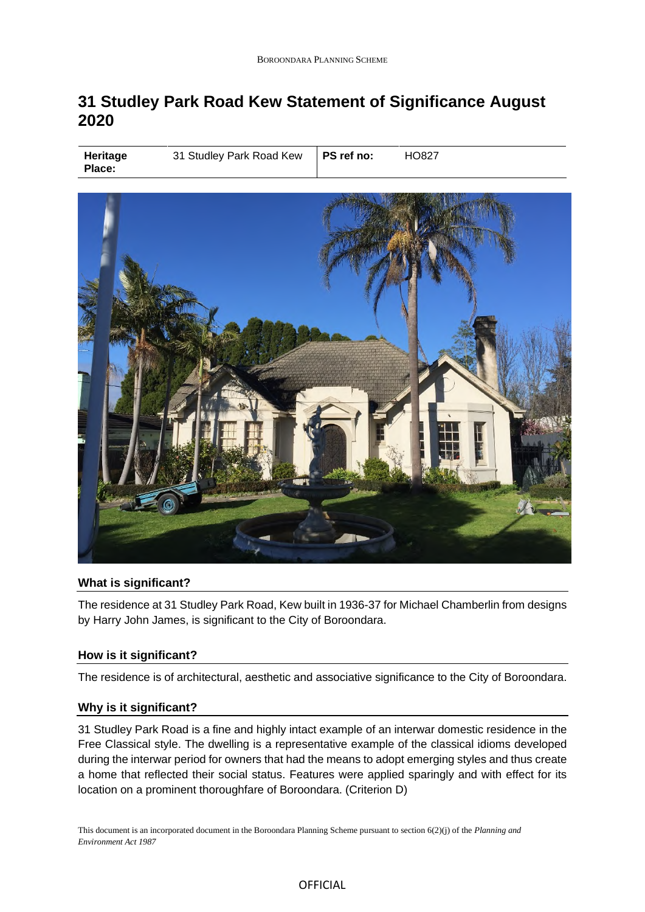# 31 Studley Park Road Kew Statement of Significance August 2020

| Heritage Place: | 31 Studley Park Road Kew | PS ref no: | HO827 |
|---|---|---|---|

## What is significant?

The residence at 31 Studley Park Road, Kew built in 1936-37 for Michael Chamberlin from designs by Harry John James, is significant to the City of Boroondara.

## How is it significant?

The residence is of architectural, aesthetic and associative significance to the City of Boroondara.

## Why is it significant?

31 Studley Park Road is a fine and highly intact example of an interwar domestic residence in the Free Classical style. The dwelling is a representative example of the classical idioms developed during the interwar period for owners that had the means to adopt emerging styles and thus create a home that reflected their social status. Features were applied sparingly and with effect for its location on a prominent thoroughfare of Boroondara. (Criterion D)

This document is an incorporated document in the Boroondara Planning Scheme pursuant to section 6(2)(j) of the *Planning and Environment Act 1987*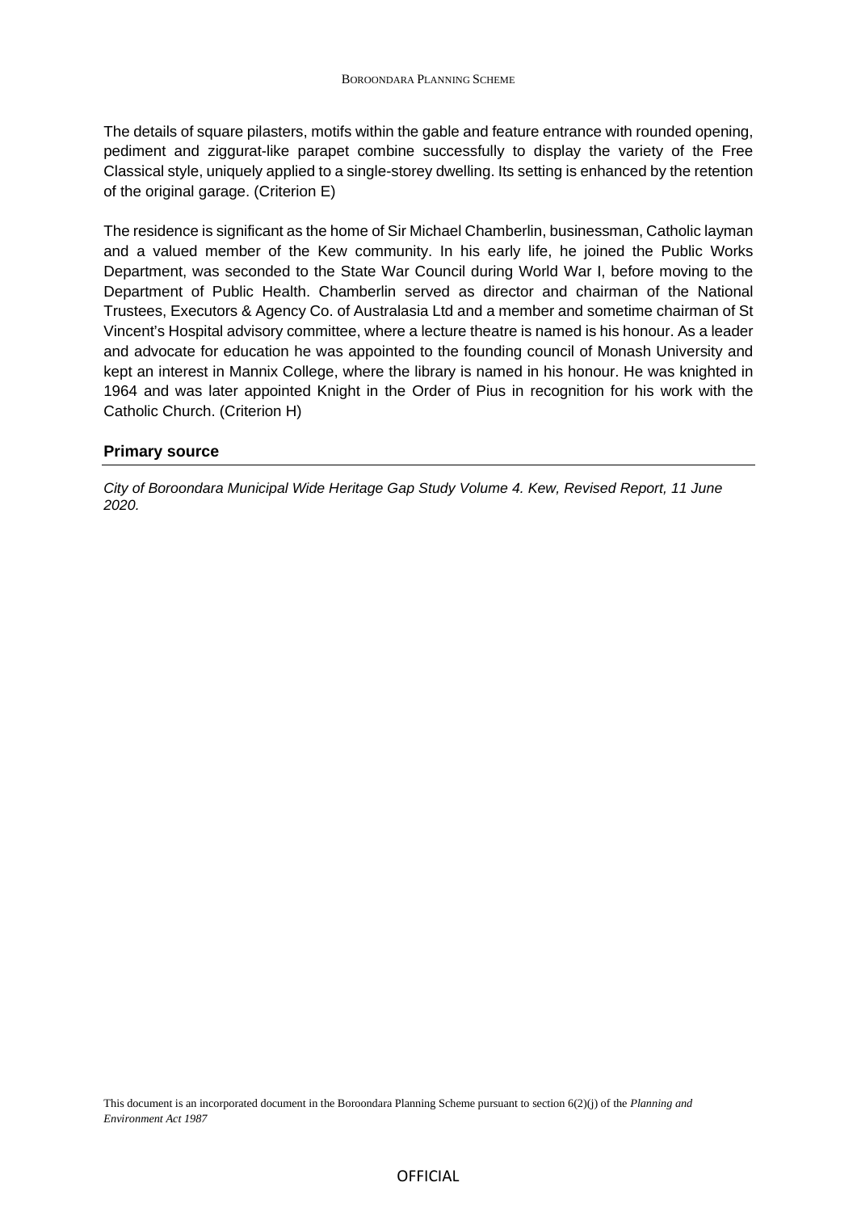The details of square pilasters, motifs within the gable and feature entrance with rounded opening, pediment and ziggurat-like parapet combine successfully to display the variety of the Free Classical style, uniquely applied to a single-storey dwelling. Its setting is enhanced by the retention of the original garage. (Criterion E)

The residence is significant as the home of Sir Michael Chamberlin, businessman, Catholic layman and a valued member of the Kew community. In his early life, he joined the Public Works Department, was seconded to the State War Council during World War I, before moving to the Department of Public Health. Chamberlin served as director and chairman of the National Trustees, Executors & Agency Co. of Australasia Ltd and a member and sometime chairman of St Vincent's Hospital advisory committee, where a lecture theatre is named is his honour. As a leader and advocate for education he was appointed to the founding council of Monash University and kept an interest in Mannix College, where the library is named in his honour. He was knighted in 1964 and was later appointed Knight in the Order of Pius in recognition for his work with the Catholic Church. (Criterion H)

## Primary source

*City of Boroondara Municipal Wide Heritage Gap Study Volume 4. Kew, Revised Report, 11 June 2020.*

This document is an incorporated document in the Boroondara Planning Scheme pursuant to section 6(2)(j) of the *Planning and Environment Act 1987*